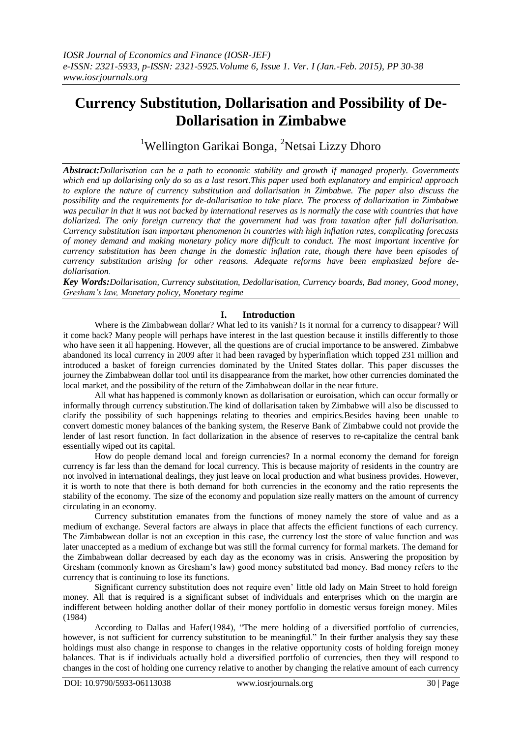# Currency Substitution, Dollarisation and Possibility of De-Dollarisation in Zimbabwe

[1]Wellington Garikai Bonga, [2]Netsai Lizzy Dhoro

***Abstract:****Dollarisation can be a path to economic stability and growth if managed properly. Governments which end up dollarising only do so as a last resort.This paper used both explanatory and empirical approach to explore the nature of currency substitution and dollarisation in Zimbabwe. The paper also discuss the possibility and the requirements for de-dollarisation to take place. The process of dollarization in Zimbabwe was peculiar in that it was not backed by international reserves as is normally the case with countries that have dollarized. The only foreign currency that the government had was from taxation after full dollarisation. Currency substitution isan important phenomenon in countries with high inflation rates, complicating forecasts of money demand and making monetary policy more difficult to conduct. The most important incentive for currency substitution has been change in the domestic inflation rate, though there have been episodes of currency substitution arising for other reasons. Adequate reforms have been emphasized before de-dollarisation.*

***Key Words:****Dollarisation, Currency substitution, Dedollarisation, Currency boards, Bad money, Good money, Gresham's law, Monetary policy, Monetary regime*

## I. Introduction

Where is the Zimbabwean dollar? What led to its vanish? Is it normal for a currency to disappear? Will it come back? Many people will perhaps have interest in the last question because it instills differently to those who have seen it all happening. However, all the questions are of crucial importance to be answered. Zimbabwe abandoned its local currency in 2009 after it had been ravaged by hyperinflation which topped 231 million and introduced a basket of foreign currencies dominated by the United States dollar. This paper discusses the journey the Zimbabwean dollar tool until its disappearance from the market, how other currencies dominated the local market, and the possibility of the return of the Zimbabwean dollar in the near future.

All what has happened is commonly known as dollarisation or euroisation, which can occur formally or informally through currency substitution.The kind of dollarisation taken by Zimbabwe will also be discussed to clarify the possibility of such happenings relating to theories and empirics.Besides having been unable to convert domestic money balances of the banking system, the Reserve Bank of Zimbabwe could not provide the lender of last resort function. In fact dollarization in the absence of reserves to re-capitalize the central bank essentially wiped out its capital.

How do people demand local and foreign currencies? In a normal economy the demand for foreign currency is far less than the demand for local currency. This is because majority of residents in the country are not involved in international dealings, they just leave on local production and what business provides. However, it is worth to note that there is both demand for both currencies in the economy and the ratio represents the stability of the economy. The size of the economy and population size really matters on the amount of currency circulating in an economy.

Currency substitution emanates from the functions of money namely the store of value and as a medium of exchange. Several factors are always in place that affects the efficient functions of each currency. The Zimbabwean dollar is not an exception in this case, the currency lost the store of value function and was later unaccepted as a medium of exchange but was still the formal currency for formal markets. The demand for the Zimbabwean dollar decreased by each day as the economy was in crisis. Answering the proposition by Gresham (commonly known as Gresham's law) good money substituted bad money. Bad money refers to the currency that is continuing to lose its functions.

Significant currency substitution does not require even' little old lady on Main Street to hold foreign money. All that is required is a significant subset of individuals and enterprises which on the margin are indifferent between holding another dollar of their money portfolio in domestic versus foreign money. Miles (1984)

According to Dallas and Hafer(1984), "The mere holding of a diversified portfolio of currencies, however, is not sufficient for currency substitution to be meaningful." In their further analysis they say these holdings must also change in response to changes in the relative opportunity costs of holding foreign money balances. That is if individuals actually hold a diversified portfolio of currencies, then they will respond to changes in the cost of holding one currency relative to another by changing the relative amount of each currency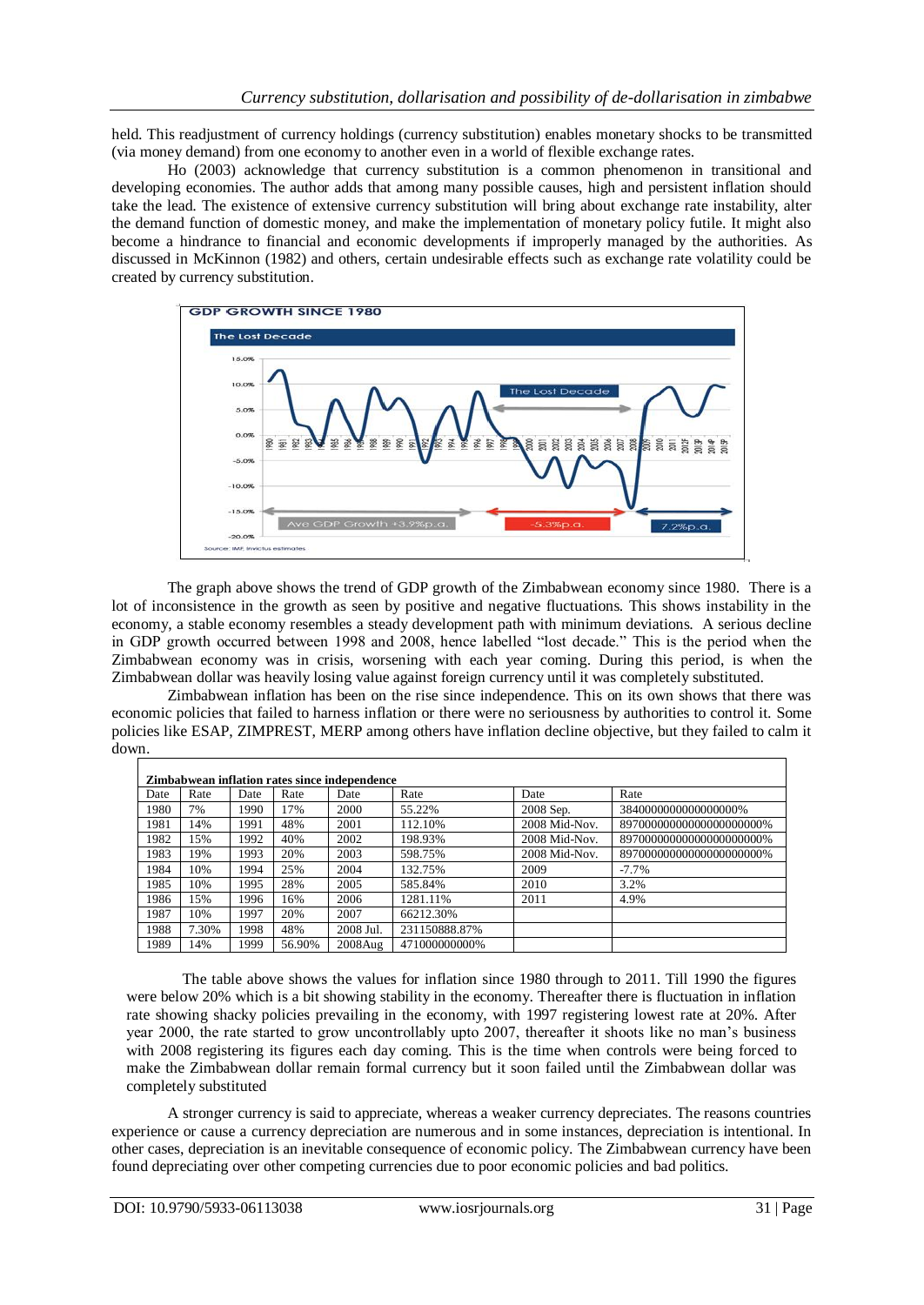held. This readjustment of currency holdings (currency substitution) enables monetary shocks to be transmitted (via money demand) from one economy to another even in a world of flexible exchange rates.

Ho (2003) acknowledge that currency substitution is a common phenomenon in transitional and developing economies. The author adds that among many possible causes, high and persistent inflation should take the lead. The existence of extensive currency substitution will bring about exchange rate instability, alter the demand function of domestic money, and make the implementation of monetary policy futile. It might also become a hindrance to financial and economic developments if improperly managed by the authorities. As discussed in McKinnon (1982) and others, certain undesirable effects such as exchange rate volatility could be created by currency substitution.

The graph above shows the trend of GDP growth of the Zimbabwean economy since 1980. There is a lot of inconsistence in the growth as seen by positive and negative fluctuations. This shows instability in the economy, a stable economy resembles a steady development path with minimum deviations. A serious decline in GDP growth occurred between 1998 and 2008, hence labelled "lost decade." This is the period when the Zimbabwean economy was in crisis, worsening with each year coming. During this period, is when the Zimbabwean dollar was heavily losing value against foreign currency until it was completely substituted.

Zimbabwean inflation has been on the rise since independence. This on its own shows that there was economic policies that failed to harness inflation or there were no seriousness by authorities to control it. Some policies like ESAP, ZIMPREST, MERP among others have inflation decline objective, but they failed to calm it down.

**Zimbabwean inflation rates since independence**

| Date | Rate | Date | Rate | Date | Rate | Date | Rate |
|---|---|---|---|---|---|---|---|
| 1980 | 7% | 1990 | 17% | 2000 | 55.22% | 2008 Sep. | 38400000000000000000% |
| 1981 | 14% | 1991 | 48% | 2001 | 112.10% | 2008 Mid-Nov. | 89700000000000000000000% |
| 1982 | 15% | 1992 | 40% | 2002 | 198.93% | 2008 Mid-Nov. | 89700000000000000000000% |
| 1983 | 19% | 1993 | 20% | 2003 | 598.75% | 2008 Mid-Nov. | 89700000000000000000000% |
| 1984 | 10% | 1994 | 25% | 2004 | 132.75% | 2009 | -7.7% |
| 1985 | 10% | 1995 | 28% | 2005 | 585.84% | 2010 | 3.2% |
| 1986 | 15% | 1996 | 16% | 2006 | 1281.11% | 2011 | 4.9% |
| 1987 | 10% | 1997 | 20% | 2007 | 66212.30% | | |
| 1988 | 7.30% | 1998 | 48% | 2008 Jul. | 231150888.87% | | |
| 1989 | 14% | 1999 | 56.90% | 2008Aug | 471000000000% | | |

The table above shows the values for inflation since 1980 through to 2011. Till 1990 the figures were below 20% which is a bit showing stability in the economy. Thereafter there is fluctuation in inflation rate showing shacky policies prevailing in the economy, with 1997 registering lowest rate at 20%. After year 2000, the rate started to grow uncontrollably upto 2007, thereafter it shoots like no man's business with 2008 registering its figures each day coming. This is the time when controls were being forced to make the Zimbabwean dollar remain formal currency but it soon failed until the Zimbabwean dollar was completely substituted

A stronger currency is said to appreciate, whereas a weaker currency depreciates. The reasons countries experience or cause a currency depreciation are numerous and in some instances, depreciation is intentional. In other cases, depreciation is an inevitable consequence of economic policy. The Zimbabwean currency have been found depreciating over other competing currencies due to poor economic policies and bad politics.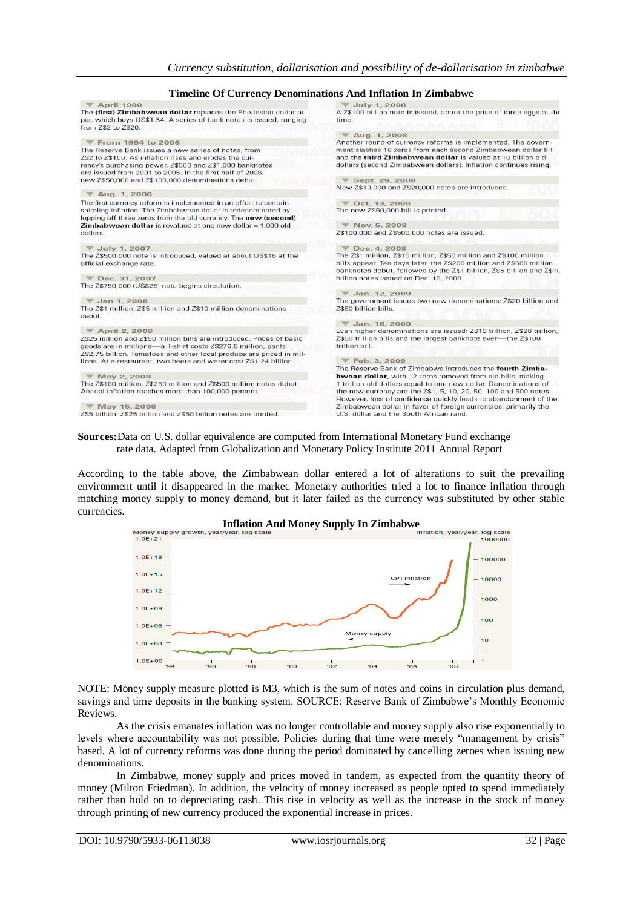**Timeline Of Currency Denominations And Inflation In Zimbabwe**

**April 1980**
The (first) Zimbabwean dollar replaces the Rhodesian dollar at par, which buys US$1.54. A series of bank notes is issued, ranging from Z$2 to Z$20.

**From 1994 to 2006**
The Reserve Bank issues a new series of notes, from Z$2 to Z$100. As inflation rises and erodes the currency's purchasing power, Z$500 and Z$1,000 banknotes are issued from 2001 to 2005. In the first half of 2006, new Z$50,000 and Z$100,000 denominations debut.

**Aug. 1, 2006**
The first currency reform is implemented in an effort to contain spiraling inflation. The Zimbabwean dollar is redenominated by lopping off three zeros from the old currency. The **new (second) Zimbabwean dollar** is revalued at one new dollar = 1,000 old dollars.

**July 1, 2007**
The Z$500,000 note is introduced, valued at about US$16 at the official exchange rate.

**Dec. 31, 2007**
The Z$750,000 (US$25) note begins circulation.

**Jan 1, 2008**
The Z$1 million, Z$5 million and Z$10 million denominations debut.

**April 2, 2008**
Z$25 million and Z$50 million bills are introduced. Prices of basic goods are in millions—a T-shirt costs Z$276.5 million, pants Z$2.75 billion. Tomatoes and other local produce are priced in millions. At a restaurant, two beers and water cost Z$1.24 billion.

**May 2, 2008**
The Z$100 million, Z$250 million and Z$500 million notes debut. Annual inflation reaches more than 100,000 percent.

**May 15, 2008**
Z$5 billion, Z$25 billion and Z$50 billion notes are printed.

**July 1, 2008**
A Z$100 billion note is issued, about the price of three eggs at the time.

**Aug. 1, 2008**
Another round of currency reforms is implemented. The government slashes 10 zeros from each second Zimbabwean dollar bill and the **third Zimbabwean dollar** is valued at 10 billion old dollars (second Zimbabwean dollars). Inflation continues rising.

**Sept. 29, 2008**
New Z$10,000 and Z$20,000 notes are introduced.

**Oct. 13, 2008**
The new Z$50,000 bill is printed.

**Nov. 5, 2008**
Z$100,000 and Z$500,000 notes are issued.

**Dec. 4, 2008**
The Z$1 million, Z$10 million, Z$50 million and Z$100 million bills appear. Ten days later, the Z$200 million and Z$500 million banknotes debut, followed by the Z$1 billion, Z$5 billion and Z$10 billion notes issued on Dec. 19, 2008.

**Jan. 12, 2009**
The government issues two new denominations: Z$20 billion and Z$50 billion bills.

**Jan. 16, 2009**
Even higher denominations are issued: Z$10 trillion, Z$20 trillion, Z$50 trillion bills and the largest banknote ever—the Z$100 trillion bill.

**Feb. 3, 2009**
The Reserve Bank of Zimbabwe introduces the **fourth Zimbabwean dollar**, with 12 zeros removed from old bills, making 1 trillion old dollars equal to one new dollar. Denominations of the new currency are the Z$1, 5, 10, 20, 50, 100 and 500 notes. However, loss of confidence quickly leads to abandonment of the Zimbabwean dollar in favor of foreign currencies, primarily the U.S. dollar and the South African rand.

**Sources:** Data on U.S. dollar equivalence are computed from International Monetary Fund exchange rate data. Adapted from Globalization and Monetary Policy Institute 2011 Annual Report

According to the table above, the Zimbabwean dollar entered a lot of alterations to suit the prevailing environment until it disappeared in the market. Monetary authorities tried a lot to finance inflation through matching money supply to money demand, but it later failed as the currency was substituted by other stable currencies.

**Inflation And Money Supply In Zimbabwe**

NOTE: Money supply measure plotted is M3, which is the sum of notes and coins in circulation plus demand, savings and time deposits in the banking system. SOURCE: Reserve Bank of Zimbabwe's Monthly Economic Reviews.

As the crisis emanates inflation was no longer controllable and money supply also rise exponentially to levels where accountability was not possible. Policies during that time were merely "management by crisis" based. A lot of currency reforms was done during the period dominated by cancelling zeroes when issuing new denominations.

In Zimbabwe, money supply and prices moved in tandem, as expected from the quantity theory of money (Milton Friedman). In addition, the velocity of money increased as people opted to spend immediately rather than hold on to depreciating cash. This rise in velocity as well as the increase in the stock of money through printing of new currency produced the exponential increase in prices.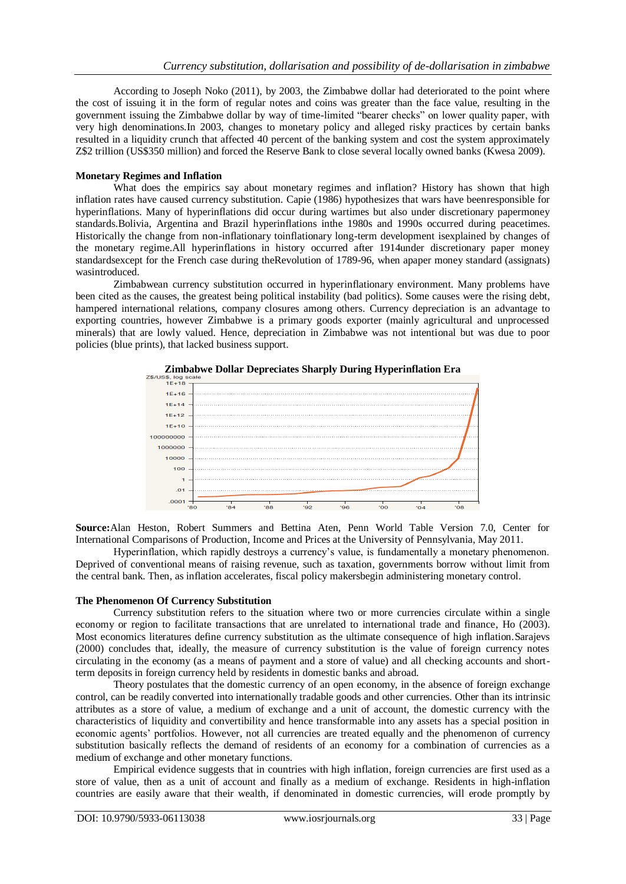According to Joseph Noko (2011), by 2003, the Zimbabwe dollar had deteriorated to the point where the cost of issuing it in the form of regular notes and coins was greater than the face value, resulting in the government issuing the Zimbabwe dollar by way of time-limited "bearer checks" on lower quality paper, with very high denominations.In 2003, changes to monetary policy and alleged risky practices by certain banks resulted in a liquidity crunch that affected 40 percent of the banking system and cost the system approximately Z$2 trillion (US$350 million) and forced the Reserve Bank to close several locally owned banks (Kwesa 2009).

**Monetary Regimes and Inflation**

What does the empirics say about monetary regimes and inflation? History has shown that high inflation rates have caused currency substitution. Capie (1986) hypothesizes that wars have beenresponsible for hyperinflations. Many of hyperinflations did occur during wartimes but also under discretionary papermoney standards.Bolivia, Argentina and Brazil hyperinflations inthe 1980s and 1990s occurred during peacetimes. Historically the change from non-inflationary toinflationary long-term development isexplained by changes of the monetary regime.All hyperinflations in history occurred after 1914under discretionary paper money standardsexcept for the French case during theRevolution of 1789-96, when apaper money standard (assignats) wasintroduced.

Zimbabwean currency substitution occurred in hyperinflationary environment. Many problems have been cited as the causes, the greatest being political instability (bad politics). Some causes were the rising debt, hampered international relations, company closures among others. Currency depreciation is an advantage to exporting countries, however Zimbabwe is a primary goods exporter (mainly agricultural and unprocessed minerals) that are lowly valued. Hence, depreciation in Zimbabwe was not intentional but was due to poor policies (blue prints), that lacked business support.

**Zimbabwe Dollar Depreciates Sharply During Hyperinflation Era**

**Source:**Alan Heston, Robert Summers and Bettina Aten, Penn World Table Version 7.0, Center for International Comparisons of Production, Income and Prices at the University of Pennsylvania, May 2011.

Hyperinflation, which rapidly destroys a currency's value, is fundamentally a monetary phenomenon. Deprived of conventional means of raising revenue, such as taxation, governments borrow without limit from the central bank. Then, as inflation accelerates, fiscal policy makersbegin administering monetary control.

**The Phenomenon Of Currency Substitution**

Currency substitution refers to the situation where two or more currencies circulate within a single economy or region to facilitate transactions that are unrelated to international trade and finance, Ho (2003). Most economics literatures define currency substitution as the ultimate consequence of high inflation.Sarajevs (2000) concludes that, ideally, the measure of currency substitution is the value of foreign currency notes circulating in the economy (as a means of payment and a store of value) and all checking accounts and short-term deposits in foreign currency held by residents in domestic banks and abroad.

Theory postulates that the domestic currency of an open economy, in the absence of foreign exchange control, can be readily converted into internationally tradable goods and other currencies. Other than its intrinsic attributes as a store of value, a medium of exchange and a unit of account, the domestic currency with the characteristics of liquidity and convertibility and hence transformable into any assets has a special position in economic agents' portfolios. However, not all currencies are treated equally and the phenomenon of currency substitution basically reflects the demand of residents of an economy for a combination of currencies as a medium of exchange and other monetary functions.

Empirical evidence suggests that in countries with high inflation, foreign currencies are first used as a store of value, then as a unit of account and finally as a medium of exchange. Residents in high-inflation countries are easily aware that their wealth, if denominated in domestic currencies, will erode promptly by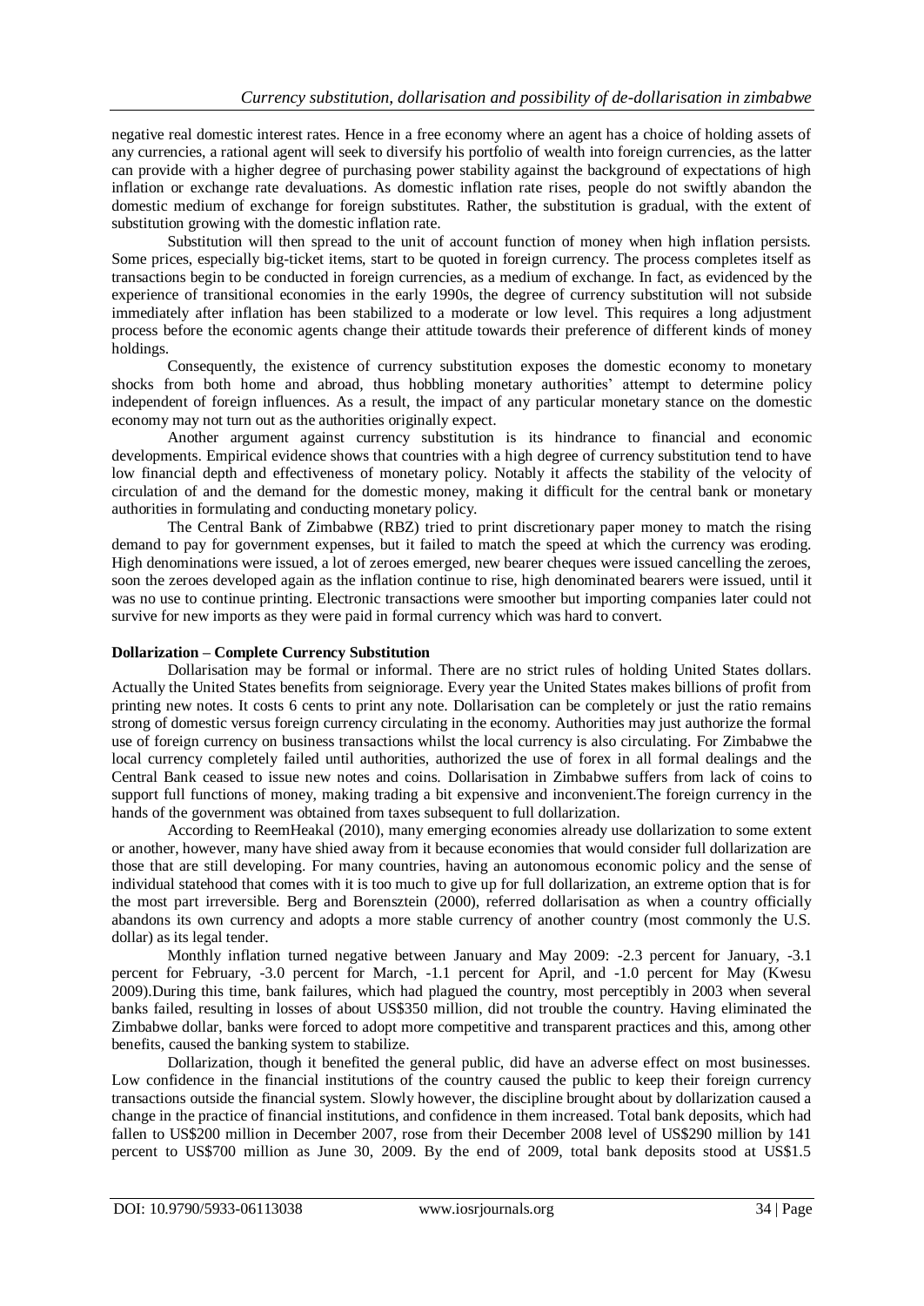negative real domestic interest rates. Hence in a free economy where an agent has a choice of holding assets of any currencies, a rational agent will seek to diversify his portfolio of wealth into foreign currencies, as the latter can provide with a higher degree of purchasing power stability against the background of expectations of high inflation or exchange rate devaluations. As domestic inflation rate rises, people do not swiftly abandon the domestic medium of exchange for foreign substitutes. Rather, the substitution is gradual, with the extent of substitution growing with the domestic inflation rate.

Substitution will then spread to the unit of account function of money when high inflation persists. Some prices, especially big-ticket items, start to be quoted in foreign currency. The process completes itself as transactions begin to be conducted in foreign currencies, as a medium of exchange. In fact, as evidenced by the experience of transitional economies in the early 1990s, the degree of currency substitution will not subside immediately after inflation has been stabilized to a moderate or low level. This requires a long adjustment process before the economic agents change their attitude towards their preference of different kinds of money holdings.

Consequently, the existence of currency substitution exposes the domestic economy to monetary shocks from both home and abroad, thus hobbling monetary authorities' attempt to determine policy independent of foreign influences. As a result, the impact of any particular monetary stance on the domestic economy may not turn out as the authorities originally expect.

Another argument against currency substitution is its hindrance to financial and economic developments. Empirical evidence shows that countries with a high degree of currency substitution tend to have low financial depth and effectiveness of monetary policy. Notably it affects the stability of the velocity of circulation of and the demand for the domestic money, making it difficult for the central bank or monetary authorities in formulating and conducting monetary policy.

The Central Bank of Zimbabwe (RBZ) tried to print discretionary paper money to match the rising demand to pay for government expenses, but it failed to match the speed at which the currency was eroding. High denominations were issued, a lot of zeroes emerged, new bearer cheques were issued cancelling the zeroes, soon the zeroes developed again as the inflation continue to rise, high denominated bearers were issued, until it was no use to continue printing. Electronic transactions were smoother but importing companies later could not survive for new imports as they were paid in formal currency which was hard to convert.

**Dollarization – Complete Currency Substitution**

Dollarisation may be formal or informal. There are no strict rules of holding United States dollars. Actually the United States benefits from seigniorage. Every year the United States makes billions of profit from printing new notes. It costs 6 cents to print any note. Dollarisation can be completely or just the ratio remains strong of domestic versus foreign currency circulating in the economy. Authorities may just authorize the formal use of foreign currency on business transactions whilst the local currency is also circulating. For Zimbabwe the local currency completely failed until authorities, authorized the use of forex in all formal dealings and the Central Bank ceased to issue new notes and coins. Dollarisation in Zimbabwe suffers from lack of coins to support full functions of money, making trading a bit expensive and inconvenient.The foreign currency in the hands of the government was obtained from taxes subsequent to full dollarization.

According to ReemHeakal (2010), many emerging economies already use dollarization to some extent or another, however, many have shied away from it because economies that would consider full dollarization are those that are still developing. For many countries, having an autonomous economic policy and the sense of individual statehood that comes with it is too much to give up for full dollarization, an extreme option that is for the most part irreversible. Berg and Borensztein (2000), referred dollarisation as when a country officially abandons its own currency and adopts a more stable currency of another country (most commonly the U.S. dollar) as its legal tender.

Monthly inflation turned negative between January and May 2009: -2.3 percent for January, -3.1 percent for February, -3.0 percent for March, -1.1 percent for April, and -1.0 percent for May (Kwesu 2009).During this time, bank failures, which had plagued the country, most perceptibly in 2003 when several banks failed, resulting in losses of about US$350 million, did not trouble the country. Having eliminated the Zimbabwe dollar, banks were forced to adopt more competitive and transparent practices and this, among other benefits, caused the banking system to stabilize.

Dollarization, though it benefited the general public, did have an adverse effect on most businesses. Low confidence in the financial institutions of the country caused the public to keep their foreign currency transactions outside the financial system. Slowly however, the discipline brought about by dollarization caused a change in the practice of financial institutions, and confidence in them increased. Total bank deposits, which had fallen to US$200 million in December 2007, rose from their December 2008 level of US$290 million by 141 percent to US$700 million as June 30, 2009. By the end of 2009, total bank deposits stood at US$1.5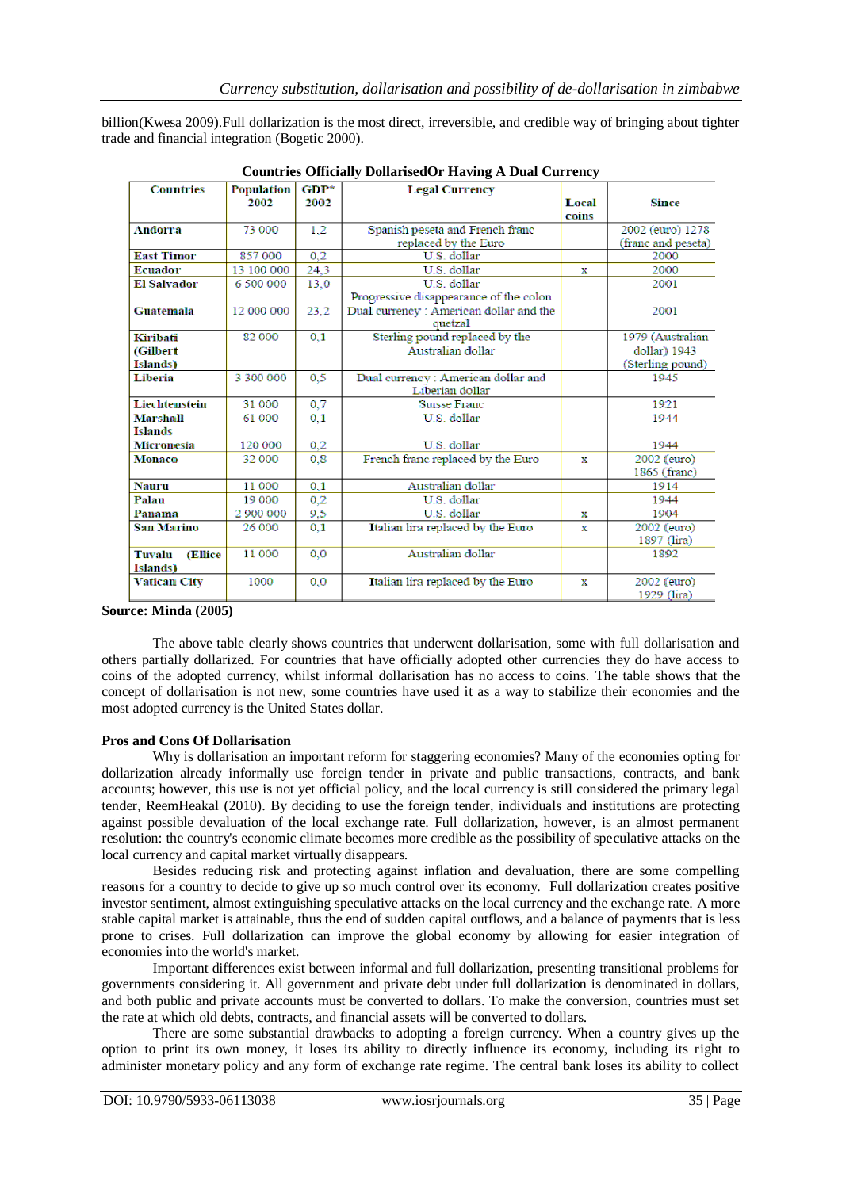billion(Kwesa 2009).Full dollarization is the most direct, irreversible, and credible way of bringing about tighter trade and financial integration (Bogetic 2000).

**Countries Officially DollarisedOr Having A Dual Currency**

| Countries | Population 2002 | GDP* 2002 | Legal Currency | Local coins | Since |
|---|---|---|---|---|---|
| **Andorra** | 73 000 | 1,2 | Spanish peseta and French franc replaced by the Euro | | 2002 (euro) 1278 (franc and peseta) |
| **East Timor** | 857 000 | 0,2 | U.S. dollar | | 2000 |
| **Ecuador** | 13 100 000 | 24,3 | U.S. dollar | x | 2000 |
| **El Salvador** | 6 500 000 | 13,0 | U.S. dollar Progressive disappearance of the colon | | 2001 |
| **Guatemala** | 12 000 000 | 23,2 | Dual currency : American dollar and the quetzal | | 2001 |
| **Kiribati (Gilbert Islands)** | 82 000 | 0,1 | Sterling pound replaced by the Australian dollar | | 1979 (Australian dollar) 1943 (Sterling pound) |
| **Liberia** | 3 300 000 | 0,5 | Dual currency : American dollar and Liberian dollar | | 1945 |
| **Liechtenstein** | 31 000 | 0,7 | Suisse Franc | | 1921 |
| **Marshall Islands** | 61 000 | 0,1 | U.S. dollar | | 1944 |
| **Micronesia** | 120 000 | 0,2 | U.S. dollar | | 1944 |
| **Monaco** | 32 000 | 0,8 | French franc replaced by the Euro | x | 2002 (euro) 1865 (franc) |
| **Nauru** | 11 000 | 0,1 | Australian dollar | | 1914 |
| **Palau** | 19 000 | 0,2 | U.S. dollar | | 1944 |
| **Panama** | 2 900 000 | 9,5 | U.S. dollar | x | 1904 |
| **San Marino** | 26 000 | 0,1 | Italian lira replaced by the Euro | x | 2002 (euro) 1897 (lira) |
| **Tuvalu (Ellice Islands)** | 11 000 | 0,0 | Australian dollar | | 1892 |
| **Vatican City** | 1000 | 0,0 | Italian lira replaced by the Euro | x | 2002 (euro) 1929 (lira) |

**Source: Minda (2005)**

The above table clearly shows countries that underwent dollarisation, some with full dollarisation and others partially dollarized. For countries that have officially adopted other currencies they do have access to coins of the adopted currency, whilst informal dollarisation has no access to coins. The table shows that the concept of dollarisation is not new, some countries have used it as a way to stabilize their economies and the most adopted currency is the United States dollar.

**Pros and Cons Of Dollarisation**

Why is dollarisation an important reform for staggering economies? Many of the economies opting for dollarization already informally use foreign tender in private and public transactions, contracts, and bank accounts; however, this use is not yet official policy, and the local currency is still considered the primary legal tender, ReemHeakal (2010). By deciding to use the foreign tender, individuals and institutions are protecting against possible devaluation of the local exchange rate. Full dollarization, however, is an almost permanent resolution: the country's economic climate becomes more credible as the possibility of speculative attacks on the local currency and capital market virtually disappears.

Besides reducing risk and protecting against inflation and devaluation, there are some compelling reasons for a country to decide to give up so much control over its economy. Full dollarization creates positive investor sentiment, almost extinguishing speculative attacks on the local currency and the exchange rate. A more stable capital market is attainable, thus the end of sudden capital outflows, and a balance of payments that is less prone to crises. Full dollarization can improve the global economy by allowing for easier integration of economies into the world's market.

Important differences exist between informal and full dollarization, presenting transitional problems for governments considering it. All government and private debt under full dollarization is denominated in dollars, and both public and private accounts must be converted to dollars. To make the conversion, countries must set the rate at which old debts, contracts, and financial assets will be converted to dollars.

There are some substantial drawbacks to adopting a foreign currency. When a country gives up the option to print its own money, it loses its ability to directly influence its economy, including its right to administer monetary policy and any form of exchange rate regime. The central bank loses its ability to collect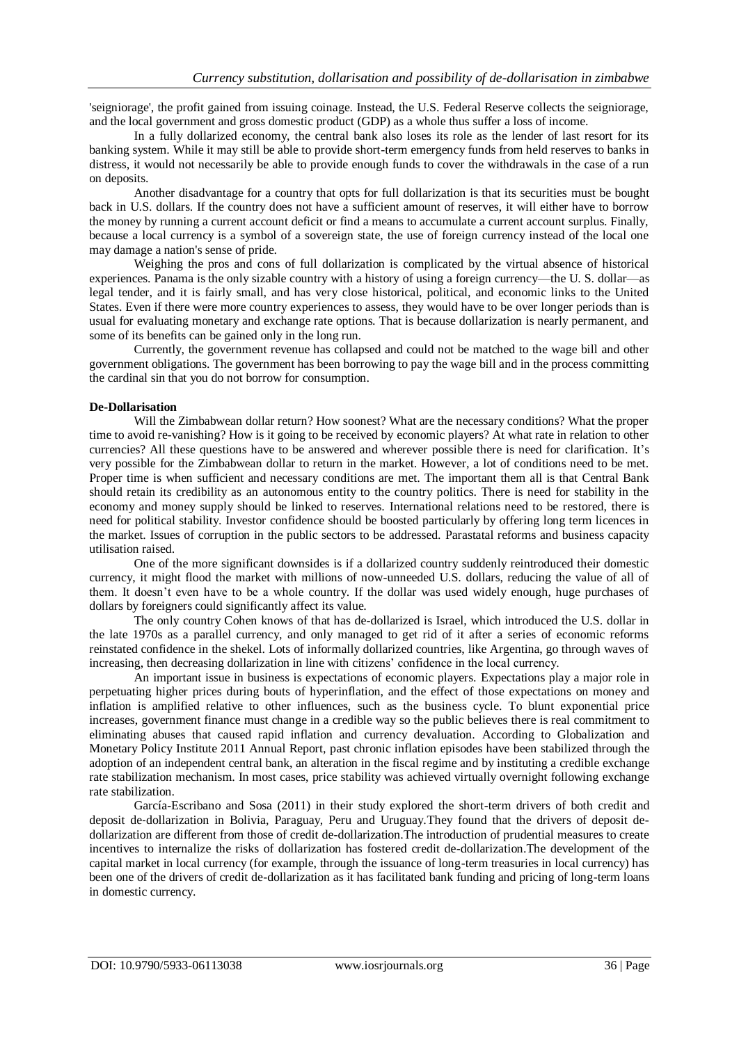'seigniorage', the profit gained from issuing coinage. Instead, the U.S. Federal Reserve collects the seigniorage, and the local government and gross domestic product (GDP) as a whole thus suffer a loss of income.

In a fully dollarized economy, the central bank also loses its role as the lender of last resort for its banking system. While it may still be able to provide short-term emergency funds from held reserves to banks in distress, it would not necessarily be able to provide enough funds to cover the withdrawals in the case of a run on deposits.

Another disadvantage for a country that opts for full dollarization is that its securities must be bought back in U.S. dollars. If the country does not have a sufficient amount of reserves, it will either have to borrow the money by running a current account deficit or find a means to accumulate a current account surplus. Finally, because a local currency is a symbol of a sovereign state, the use of foreign currency instead of the local one may damage a nation's sense of pride.

Weighing the pros and cons of full dollarization is complicated by the virtual absence of historical experiences. Panama is the only sizable country with a history of using a foreign currency—the U. S. dollar—as legal tender, and it is fairly small, and has very close historical, political, and economic links to the United States. Even if there were more country experiences to assess, they would have to be over longer periods than is usual for evaluating monetary and exchange rate options. That is because dollarization is nearly permanent, and some of its benefits can be gained only in the long run.

Currently, the government revenue has collapsed and could not be matched to the wage bill and other government obligations. The government has been borrowing to pay the wage bill and in the process committing the cardinal sin that you do not borrow for consumption.

**De-Dollarisation**

Will the Zimbabwean dollar return? How soonest? What are the necessary conditions? What the proper time to avoid re-vanishing? How is it going to be received by economic players? At what rate in relation to other currencies? All these questions have to be answered and wherever possible there is need for clarification. It's very possible for the Zimbabwean dollar to return in the market. However, a lot of conditions need to be met. Proper time is when sufficient and necessary conditions are met. The important them all is that Central Bank should retain its credibility as an autonomous entity to the country politics. There is need for stability in the economy and money supply should be linked to reserves. International relations need to be restored, there is need for political stability. Investor confidence should be boosted particularly by offering long term licences in the market. Issues of corruption in the public sectors to be addressed. Parastatal reforms and business capacity utilisation raised.

One of the more significant downsides is if a dollarized country suddenly reintroduced their domestic currency, it might flood the market with millions of now-unneeded U.S. dollars, reducing the value of all of them. It doesn't even have to be a whole country. If the dollar was used widely enough, huge purchases of dollars by foreigners could significantly affect its value.

The only country Cohen knows of that has de-dollarized is Israel, which introduced the U.S. dollar in the late 1970s as a parallel currency, and only managed to get rid of it after a series of economic reforms reinstated confidence in the shekel. Lots of informally dollarized countries, like Argentina, go through waves of increasing, then decreasing dollarization in line with citizens' confidence in the local currency.

An important issue in business is expectations of economic players. Expectations play a major role in perpetuating higher prices during bouts of hyperinflation, and the effect of those expectations on money and inflation is amplified relative to other influences, such as the business cycle. To blunt exponential price increases, government finance must change in a credible way so the public believes there is real commitment to eliminating abuses that caused rapid inflation and currency devaluation. According to Globalization and Monetary Policy Institute 2011 Annual Report, past chronic inflation episodes have been stabilized through the adoption of an independent central bank, an alteration in the fiscal regime and by instituting a credible exchange rate stabilization mechanism. In most cases, price stability was achieved virtually overnight following exchange rate stabilization.

García-Escribano and Sosa (2011) in their study explored the short-term drivers of both credit and deposit de-dollarization in Bolivia, Paraguay, Peru and Uruguay.They found that the drivers of deposit de-dollarization are different from those of credit de-dollarization.The introduction of prudential measures to create incentives to internalize the risks of dollarization has fostered credit de-dollarization.The development of the capital market in local currency (for example, through the issuance of long-term treasuries in local currency) has been one of the drivers of credit de-dollarization as it has facilitated bank funding and pricing of long-term loans in domestic currency.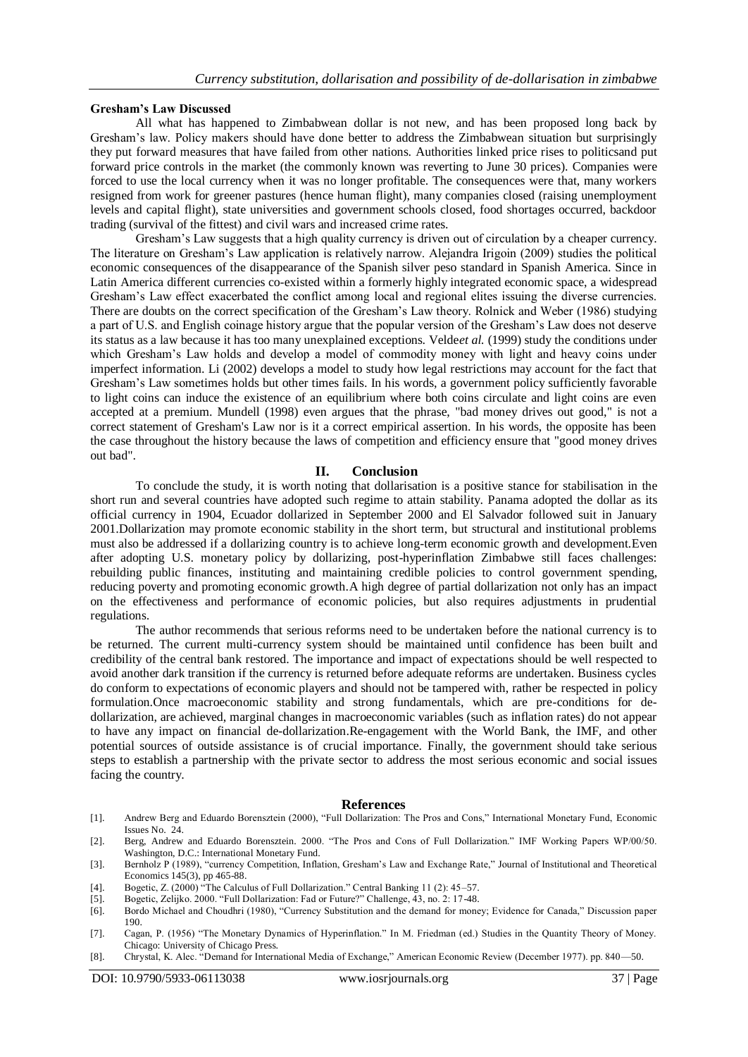**Gresham's Law Discussed**

All what has happened to Zimbabwean dollar is not new, and has been proposed long back by Gresham's law. Policy makers should have done better to address the Zimbabwean situation but surprisingly they put forward measures that have failed from other nations. Authorities linked price rises to politicsand put forward price controls in the market (the commonly known was reverting to June 30 prices). Companies were forced to use the local currency when it was no longer profitable. The consequences were that, many workers resigned from work for greener pastures (hence human flight), many companies closed (raising unemployment levels and capital flight), state universities and government schools closed, food shortages occurred, backdoor trading (survival of the fittest) and civil wars and increased crime rates.

Gresham's Law suggests that a high quality currency is driven out of circulation by a cheaper currency. The literature on Gresham's Law application is relatively narrow. Alejandra Irigoin (2009) studies the political economic consequences of the disappearance of the Spanish silver peso standard in Spanish America. Since in Latin America different currencies co-existed within a formerly highly integrated economic space, a widespread Gresham's Law effect exacerbated the conflict among local and regional elites issuing the diverse currencies. There are doubts on the correct specification of the Gresham's Law theory. Rolnick and Weber (1986) studying a part of U.S. and English coinage history argue that the popular version of the Gresham's Law does not deserve its status as a law because it has too many unexplained exceptions. Velde*et al.* (1999) study the conditions under which Gresham's Law holds and develop a model of commodity money with light and heavy coins under imperfect information. Li (2002) develops a model to study how legal restrictions may account for the fact that Gresham's Law sometimes holds but other times fails. In his words, a government policy sufficiently favorable to light coins can induce the existence of an equilibrium where both coins circulate and light coins are even accepted at a premium. Mundell (1998) even argues that the phrase, "bad money drives out good," is not a correct statement of Gresham's Law nor is it a correct empirical assertion. In his words, the opposite has been the case throughout the history because the laws of competition and efficiency ensure that "good money drives out bad".

## II. Conclusion

To conclude the study, it is worth noting that dollarisation is a positive stance for stabilisation in the short run and several countries have adopted such regime to attain stability. Panama adopted the dollar as its official currency in 1904, Ecuador dollarized in September 2000 and El Salvador followed suit in January 2001.Dollarization may promote economic stability in the short term, but structural and institutional problems must also be addressed if a dollarizing country is to achieve long-term economic growth and development.Even after adopting U.S. monetary policy by dollarizing, post-hyperinflation Zimbabwe still faces challenges: rebuilding public finances, instituting and maintaining credible policies to control government spending, reducing poverty and promoting economic growth.A high degree of partial dollarization not only has an impact on the effectiveness and performance of economic policies, but also requires adjustments in prudential regulations.

The author recommends that serious reforms need to be undertaken before the national currency is to be returned. The current multi-currency system should be maintained until confidence has been built and credibility of the central bank restored. The importance and impact of expectations should be well respected to avoid another dark transition if the currency is returned before adequate reforms are undertaken. Business cycles do conform to expectations of economic players and should not be tampered with, rather be respected in policy formulation.Once macroeconomic stability and strong fundamentals, which are pre-conditions for de-dollarization, are achieved, marginal changes in macroeconomic variables (such as inflation rates) do not appear to have any impact on financial de-dollarization.Re-engagement with the World Bank, the IMF, and other potential sources of outside assistance is of crucial importance. Finally, the government should take serious steps to establish a partnership with the private sector to address the most serious economic and social issues facing the country.

## References

[1]. Andrew Berg and Eduardo Borensztein (2000), "Full Dollarization: The Pros and Cons," International Monetary Fund, Economic Issues No. 24.

[2]. Berg, Andrew and Eduardo Borensztein. 2000. "The Pros and Cons of Full Dollarization." IMF Working Papers WP/00/50. Washington, D.C.: International Monetary Fund.

[3]. Bernholz P (1989), "currency Competition, Inflation, Gresham's Law and Exchange Rate," Journal of Institutional and Theoretical Economics 145(3), pp 465-88.

[4]. Bogetic, Z. (2000) "The Calculus of Full Dollarization." Central Banking 11 (2): 45–57.

[5]. Bogetic, Zelijko. 2000. "Full Dollarization: Fad or Future?" Challenge, 43, no. 2: 17-48.

[6]. Bordo Michael and Choudhri (1980), "Currency Substitution and the demand for money; Evidence for Canada," Discussion paper 190.

[7]. Cagan, P. (1956) "The Monetary Dynamics of Hyperinflation." In M. Friedman (ed.) Studies in the Quantity Theory of Money. Chicago: University of Chicago Press.

[8]. Chrystal, K. Alec. "Demand for International Media of Exchange," American Economic Review (December 1977). pp. 840—50.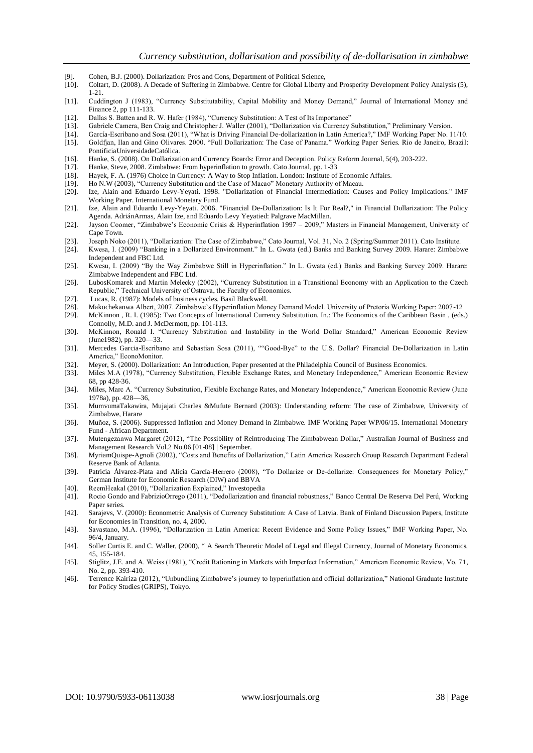- [9]. Cohen, B.J. (2000). Dollarization: Pros and Cons, Department of Political Science,
- [10]. Coltart, D. (2008). A Decade of Suffering in Zimbabwe. Centre for Global Liberty and Prosperity Development Policy Analysis (5), 1-21.
- [11]. Cuddington J (1983), "Currency Substitutability, Capital Mobility and Money Demand," Journal of International Money and Finance 2, pp 111-133.
- [12]. Dallas S. Batten and R. W. Hafer (1984), "Currency Substitution: A Test of Its Importance"
- [13]. Gabriele Camera, Ben Craig and Christopher J. Waller (2001), "Dollarization via Currency Substitution," Preliminary Version.
- [14]. García-Escribano and Sosa (2011), "What is Driving Financial De-dollarization in Latin America?," IMF Working Paper No. 11/10.
- [15]. Goldfjan, Ilan and Gino Olivares. 2000. "Full Dollarization: The Case of Panama." Working Paper Series. Rio de Janeiro, Brazil: PontificiaUniversidadeCatólica.
- [16]. Hanke, S. (2008). On Dollarization and Currency Boards: Error and Deception. Policy Reform Journal, 5(4), 203-222.
- [17]. Hanke, Steve, 2008. Zimbabwe: From hyperinflation to growth. Cato Journal, pp. 1-33
- [18]. Hayek, F. A. (1976) Choice in Currency: A Way to Stop Inflation. London: Institute of Economic Affairs.
- [19]. Ho N.W (2003), "Currency Substitution and the Case of Macao" Monetary Authority of Macau.
- [20]. Ize, Alain and Eduardo Levy-Yeyati. 1998. "Dollarization of Financial Intermediation: Causes and Policy Implications." IMF Working Paper. International Monetary Fund.
- [21]. Ize, Alain and Eduardo Levy-Yeyati. 2006. "Financial De-Dollarization: Is It For Real?," in Financial Dollarization: The Policy Agenda. AdriánArmas, Alain Ize, and Eduardo Levy Yeyatied: Palgrave MacMillan.
- [22]. Jayson Coomer, "Zimbabwe's Economic Crisis & Hyperinflation 1997 – 2009," Masters in Financial Management, University of Cape Town.
- [23]. Joseph Noko (2011), "Dollarization: The Case of Zimbabwe," Cato Journal, Vol. 31, No. 2 (Spring/Summer 2011). Cato Institute.
- [24]. Kwesa, I. (2009) "Banking in a Dollarized Environment." In L. Gwata (ed.) Banks and Banking Survey 2009. Harare: Zimbabwe Independent and FBC Ltd.
- [25]. Kwesu, I. (2009) "By the Way Zimbabwe Still in Hyperinflation." In L. Gwata (ed.) Banks and Banking Survey 2009. Harare: Zimbabwe Independent and FBC Ltd.
- [26]. LubosKomarek and Martin Melecky (2002), "Currency Substitution in a Transitional Economy with an Application to the Czech Republic," Technical University of Ostrava, the Faculty of Economics.
- [27]. Lucas, R. (1987): Models of business cycles. Basil Blackwell.
- [28]. Makochekanwa Albert, 2007. Zimbabwe's Hyperinflation Money Demand Model. University of Pretoria Working Paper: 2007-12
- [29]. McKinnon , R. I. (1985): Two Concepts of International Currency Substitution. In.: The Economics of the Caribbean Basin , (eds.) Connolly, M.D. and J. McDermott, pp. 101-113.
- [30]. McKinnon, Ronald I. "Currency Substitution and Instability in the World Dollar Standard," American Economic Review (June1982), pp. 320—33.
- [31]. Mercedes Garcia-Escribano and Sebastian Sosa (2011), ""Good-Bye" to the U.S. Dollar? Financial De-Dollarization in Latin America," EconoMonitor.
- [32]. Meyer, S. (2000). Dollarization: An Introduction, Paper presented at the Philadelphia Council of Business Economics.
- [33]. Miles M.A (1978), "Currency Substitution, Flexible Exchange Rates, and Monetary Independence," American Economic Review 68, pp 428-36.
- [34]. Miles, Marc A. "Currency Substitution, Flexible Exchange Rates, and Monetary Independence," American Economic Review (June 1978a), pp. 428—36,
- [35]. MumvumaTakawira, Mujajati Charles &Mufute Bernard (2003): Understanding reform: The case of Zimbabwe, University of Zimbabwe, Harare
- [36]. Muñoz, S. (2006). Suppressed Inflation and Money Demand in Zimbabwe. IMF Working Paper WP/06/15. International Monetary Fund - African Department.
- [37]. Mutengezanwa Margaret (2012), "The Possibility of Reintroducing The Zimbabwean Dollar," Australian Journal of Business and Management Research Vol.2 No.06 [01-08] | September.
- [38]. MyriamQuispe-Agnoli (2002), "Costs and Benefits of Dollarization," Latin America Research Group Research Department Federal Reserve Bank of Atlanta.
- [39]. Patricia Álvarez-Plata and Alicia García-Herrero (2008), "To Dollarize or De-dollarize: Consequences for Monetary Policy," German Institute for Economic Research (DIW) and BBVA
- [40]. ReemHeakal (2010), "Dollarization Explained," Investopedia
- [41]. Rocio Gondo and FabrizioOrrego (2011), "Dedollarization and financial robustness," Banco Central De Reserva Del Perú, Working Paper series.
- [42]. Sarajevs, V. (2000): Econometric Analysis of Currency Substitution: A Case of Latvia. Bank of Finland Discussion Papers, Institute for Economies in Transition, no. 4, 2000.
- [43]. Savastano, M.A. (1996), "Dollarization in Latin America: Recent Evidence and Some Policy Issues," IMF Working Paper, No. 96/4, January.
- [44]. Soller Curtis E. and C. Waller, (2000), " A Search Theoretic Model of Legal and Illegal Currency, Journal of Monetary Economics, 45, 155-184.
- [45]. Stiglitz, J.E. and A. Weiss (1981), "Credit Rationing in Markets with Imperfect Information," American Economic Review, Vo. 71, No. 2, pp. 393-410.
- [46]. Terrence Kairiza (2012), "Unbundling Zimbabwe's journey to hyperinflation and official dollarization," National Graduate Institute for Policy Studies (GRIPS), Tokyo.